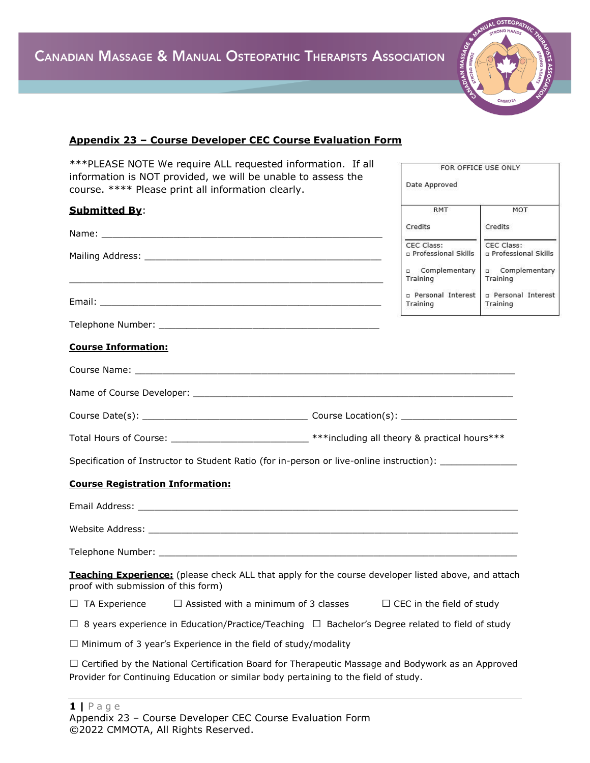# Canadian Massage & Manual Osteopathic Therapists Association

## Appendix 23 – Course Developer CEC Course Evaluation Form

***PLEASE NOTE We require ALL requested information. If all information is NOT provided, we will be unable to assess the course. **** Please print all information clearly.

| FOR OFFICE USE ONLY | |
|---|---|
| Date Approved | |
| RMT | MOT |
| Credits | Credits |
| CEC Class: ◻ Professional Skills | CEC Class: ◻ Professional Skills |
| ◻ Complementary Training | ◻ Complementary Training |
| ◻ Personal Interest Training | ◻ Personal Interest Training |

**Submitted By**:

Name: ___________________________________________________

Mailing Address: ____________________________________________

_________________________________________________________

Email: ___________________________________________________

Telephone Number: __________________________________________

**Course Information:**

Course Name: _______________________________________________________________

Name of Course Developer: ____________________________________________________

Course Date(s): ______________________________ Course Location(s): _____________________

Total Hours of Course: _________________________ ***including all theory & practical hours***

Specification of Instructor to Student Ratio (for in-person or live-online instruction): ______________

**Course Registration Information:**

Email Address: _____________________________________________________________

Website Address: ___________________________________________________________

Telephone Number: __________________________________________________________

**Teaching Experience:** (please check ALL that apply for the course developer listed above, and attach proof with submission of this form)

☐ TA Experience ☐ Assisted with a minimum of 3 classes ☐ CEC in the field of study

☐ 8 years experience in Education/Practice/Teaching ☐ Bachelor's Degree related to field of study

☐ Minimum of 3 year's Experience in the field of study/modality

☐ Certified by the National Certification Board for Therapeutic Massage and Bodywork as an Approved Provider for Continuing Education or similar body pertaining to the field of study.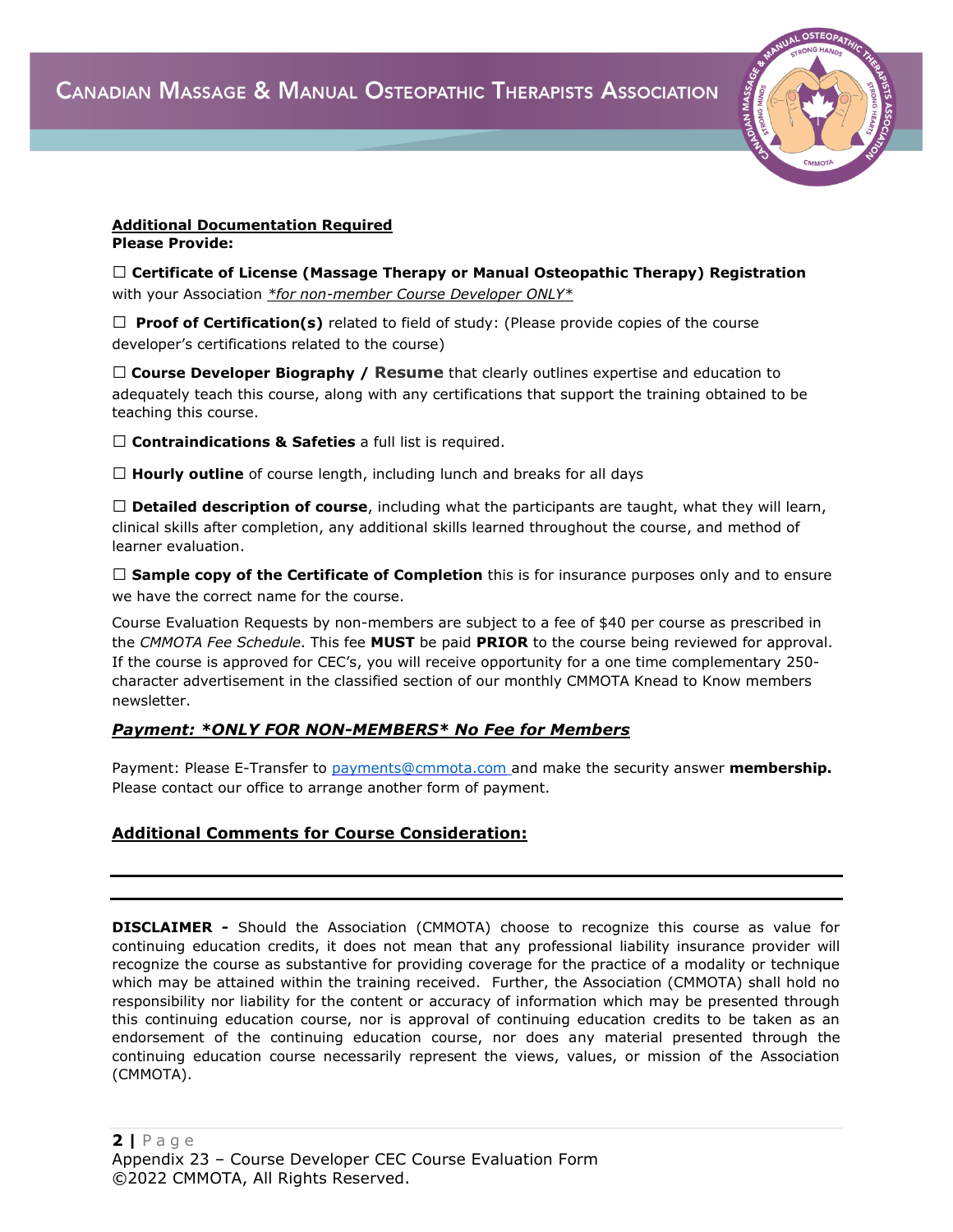**Additional Documentation Required**
**Please Provide:**

☐ **Certificate of License (Massage Therapy or Manual Osteopathic Therapy) Registration** with your Association *\*for non-member Course Developer ONLY\**

☐ **Proof of Certification(s)** related to field of study: (Please provide copies of the course developer's certifications related to the course)

☐ **Course Developer Biography / Resume** that clearly outlines expertise and education to adequately teach this course, along with any certifications that support the training obtained to be teaching this course.

☐ **Contraindications & Safeties** a full list is required.

☐ **Hourly outline** of course length, including lunch and breaks for all days

☐ **Detailed description of course**, including what the participants are taught, what they will learn, clinical skills after completion, any additional skills learned throughout the course, and method of learner evaluation.

☐ **Sample copy of the Certificate of Completion** this is for insurance purposes only and to ensure we have the correct name for the course.

Course Evaluation Requests by non-members are subject to a fee of $40 per course as prescribed in the *CMMOTA Fee Schedule*. This fee **MUST** be paid **PRIOR** to the course being reviewed for approval. If the course is approved for CEC's, you will receive opportunity for a one time complementary 250-character advertisement in the classified section of our monthly CMMOTA Knead to Know members newsletter.

## ***Payment: \*ONLY FOR NON-MEMBERS\* No Fee for Members***

Payment: Please E-Transfer to payments@cmmota.com and make the security answer **membership.** Please contact our office to arrange another form of payment.

## **Additional Comments for Course Consideration:**

______________________________________________________________________

______________________________________________________________________

**DISCLAIMER -** Should the Association (CMMOTA) choose to recognize this course as value for continuing education credits, it does not mean that any professional liability insurance provider will recognize the course as substantive for providing coverage for the practice of a modality or technique which may be attained within the training received. Further, the Association (CMMOTA) shall hold no responsibility nor liability for the content or accuracy of information which may be presented through this continuing education course, nor is approval of continuing education credits to be taken as an endorsement of the continuing education course, nor does any material presented through the continuing education course necessarily represent the views, values, or mission of the Association (CMMOTA).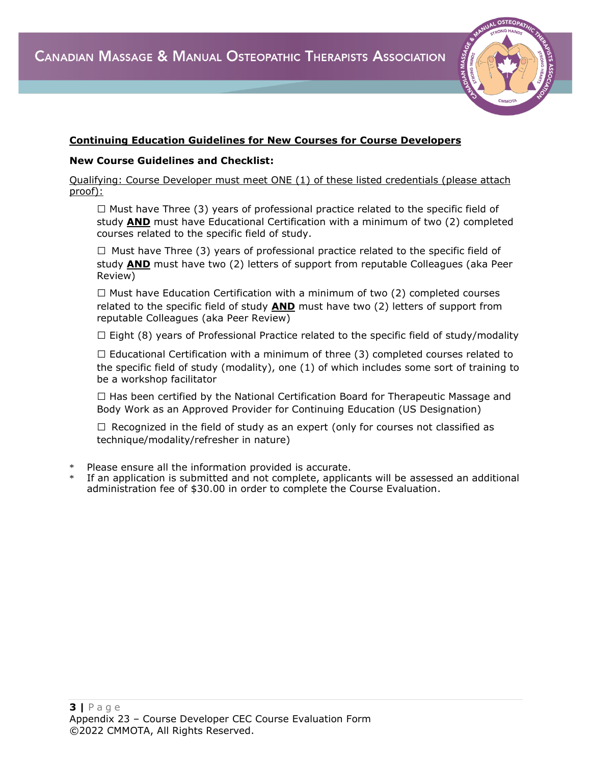**Continuing Education Guidelines for New Courses for Course Developers**

**New Course Guidelines and Checklist:**

Qualifying: Course Developer must meet ONE (1) of these listed credentials (please attach proof):

- ☐ Must have Three (3) years of professional practice related to the specific field of study **AND** must have Educational Certification with a minimum of two (2) completed courses related to the specific field of study.
- ☐ Must have Three (3) years of professional practice related to the specific field of study **AND** must have two (2) letters of support from reputable Colleagues (aka Peer Review)
- ☐ Must have Education Certification with a minimum of two (2) completed courses related to the specific field of study **AND** must have two (2) letters of support from reputable Colleagues (aka Peer Review)
- ☐ Eight (8) years of Professional Practice related to the specific field of study/modality
- ☐ Educational Certification with a minimum of three (3) completed courses related to the specific field of study (modality), one (1) of which includes some sort of training to be a workshop facilitator
- ☐ Has been certified by the National Certification Board for Therapeutic Massage and Body Work as an Approved Provider for Continuing Education (US Designation)
- ☐ Recognized in the field of study as an expert (only for courses not classified as technique/modality/refresher in nature)

* Please ensure all the information provided is accurate.
* If an application is submitted and not complete, applicants will be assessed an additional administration fee of $30.00 in order to complete the Course Evaluation.